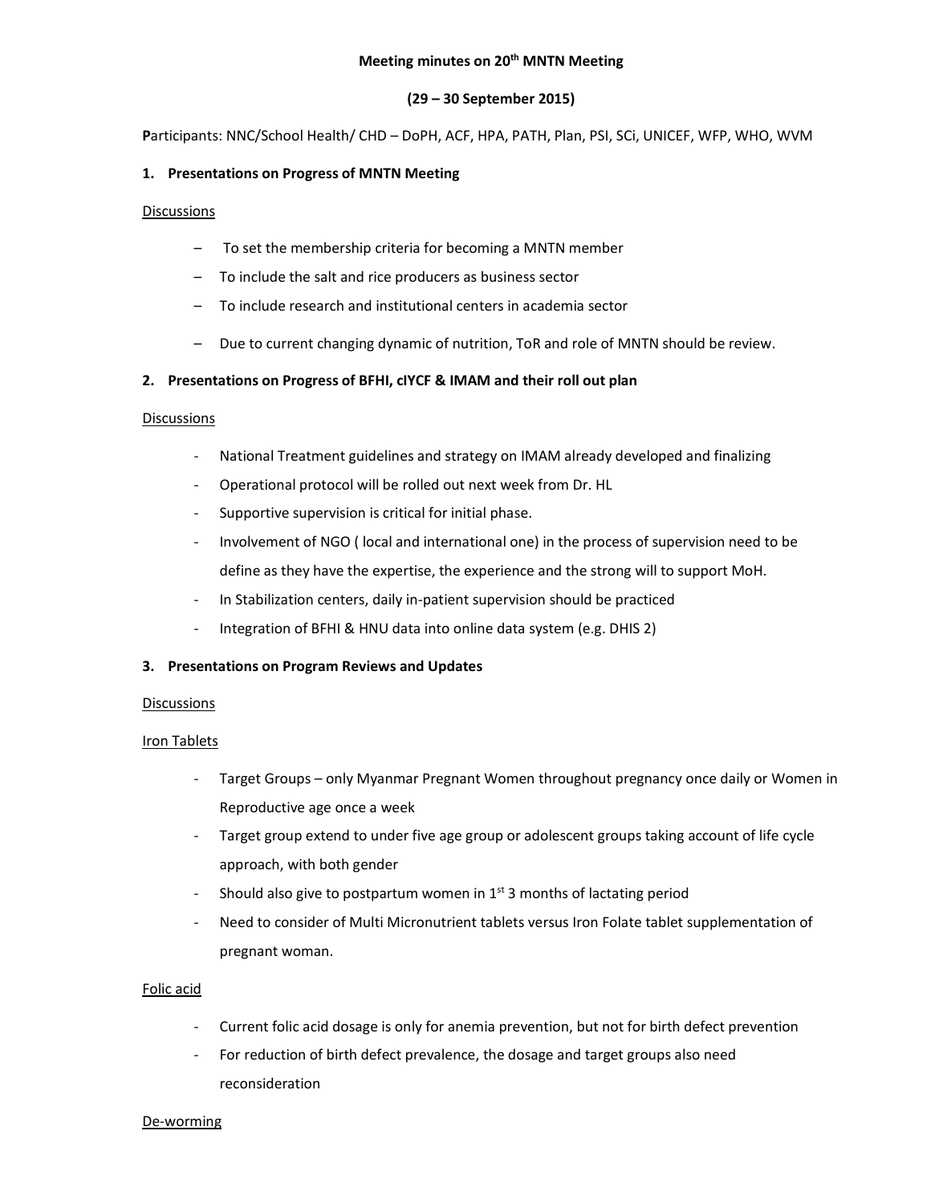**Meeting minutes on 20th MNTN Meeting**

**(29 – 30 September 2015)**

**P**articipants: NNC/School Health/ CHD – DoPH, ACF, HPA, PATH, Plan, PSI, SCi, UNICEF, WFP, WHO, WVM

**1. Presentations on Progress of MNTN Meeting**

Discussions

- To set the membership criteria for becoming a MNTN member
- To include the salt and rice producers as business sector
- To include research and institutional centers in academia sector
- Due to current changing dynamic of nutrition, ToR and role of MNTN should be review.

**2. Presentations on Progress of BFHI, cIYCF & IMAM and their roll out plan**

Discussions

- National Treatment guidelines and strategy on IMAM already developed and finalizing
- Operational protocol will be rolled out next week from Dr. HL
- Supportive supervision is critical for initial phase.
- Involvement of NGO ( local and international one) in the process of supervision need to be define as they have the expertise, the experience and the strong will to support MoH.
- In Stabilization centers, daily in-patient supervision should be practiced
- Integration of BFHI & HNU data into online data system (e.g. DHIS 2)

**3. Presentations on Program Reviews and Updates**

Discussions

Iron Tablets

- Target Groups – only Myanmar Pregnant Women throughout pregnancy once daily or Women in Reproductive age once a week
- Target group extend to under five age group or adolescent groups taking account of life cycle approach, with both gender
- Should also give to postpartum women in 1st 3 months of lactating period
- Need to consider of Multi Micronutrient tablets versus Iron Folate tablet supplementation of pregnant woman.

Folic acid

- Current folic acid dosage is only for anemia prevention, but not for birth defect prevention
- For reduction of birth defect prevalence, the dosage and target groups also need reconsideration

De-worming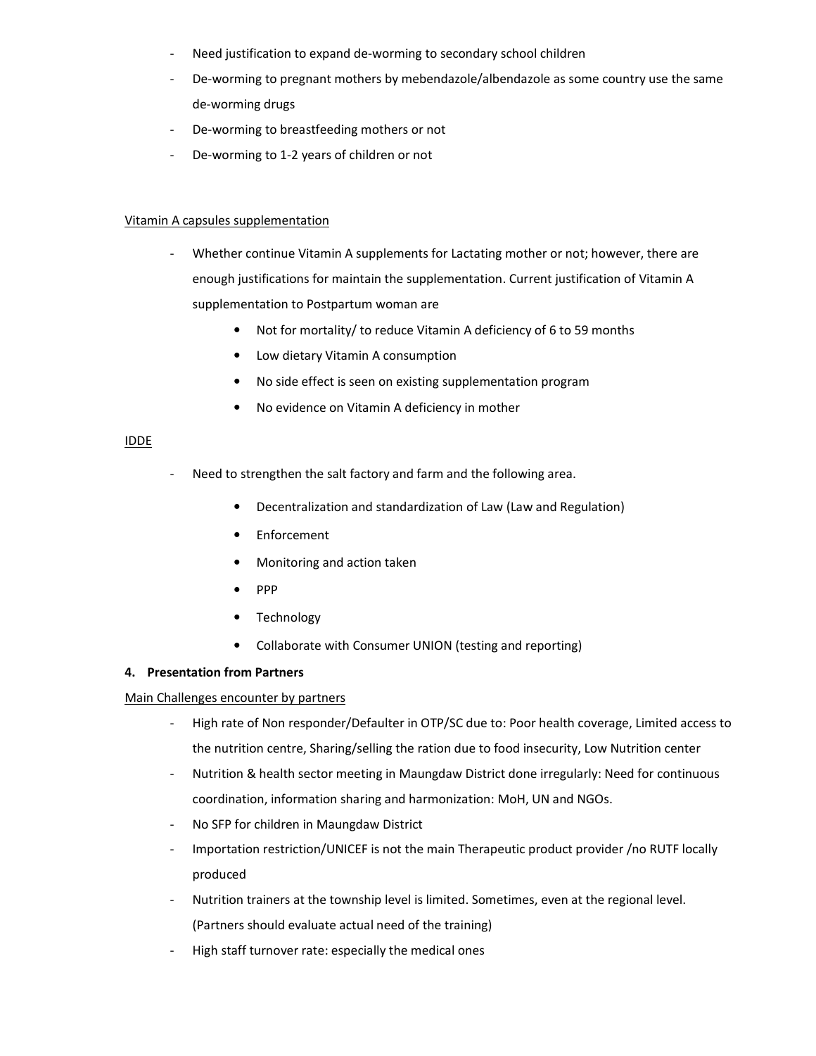- Need justification to expand de-worming to secondary school children
- De-worming to pregnant mothers by mebendazole/albendazole as some country use the same de-worming drugs
- De-worming to breastfeeding mothers or not
- De-worming to 1-2 years of children or not

Vitamin A capsules supplementation

- Whether continue Vitamin A supplements for Lactating mother or not; however, there are enough justifications for maintain the supplementation. Current justification of Vitamin A supplementation to Postpartum woman are
  - Not for mortality/ to reduce Vitamin A deficiency of 6 to 59 months
  - Low dietary Vitamin A consumption
  - No side effect is seen on existing supplementation program
  - No evidence on Vitamin A deficiency in mother

IDDE

- Need to strengthen the salt factory and farm and the following area.
  - Decentralization and standardization of Law (Law and Regulation)
  - Enforcement
  - Monitoring and action taken
  - PPP
  - Technology
  - Collaborate with Consumer UNION (testing and reporting)

**4. Presentation from Partners**

Main Challenges encounter by partners

- High rate of Non responder/Defaulter in OTP/SC due to: Poor health coverage, Limited access to the nutrition centre, Sharing/selling the ration due to food insecurity, Low Nutrition center
- Nutrition & health sector meeting in Maungdaw District done irregularly: Need for continuous coordination, information sharing and harmonization: MoH, UN and NGOs.
- No SFP for children in Maungdaw District
- Importation restriction/UNICEF is not the main Therapeutic product provider /no RUTF locally produced
- Nutrition trainers at the township level is limited. Sometimes, even at the regional level. (Partners should evaluate actual need of the training)
- High staff turnover rate: especially the medical ones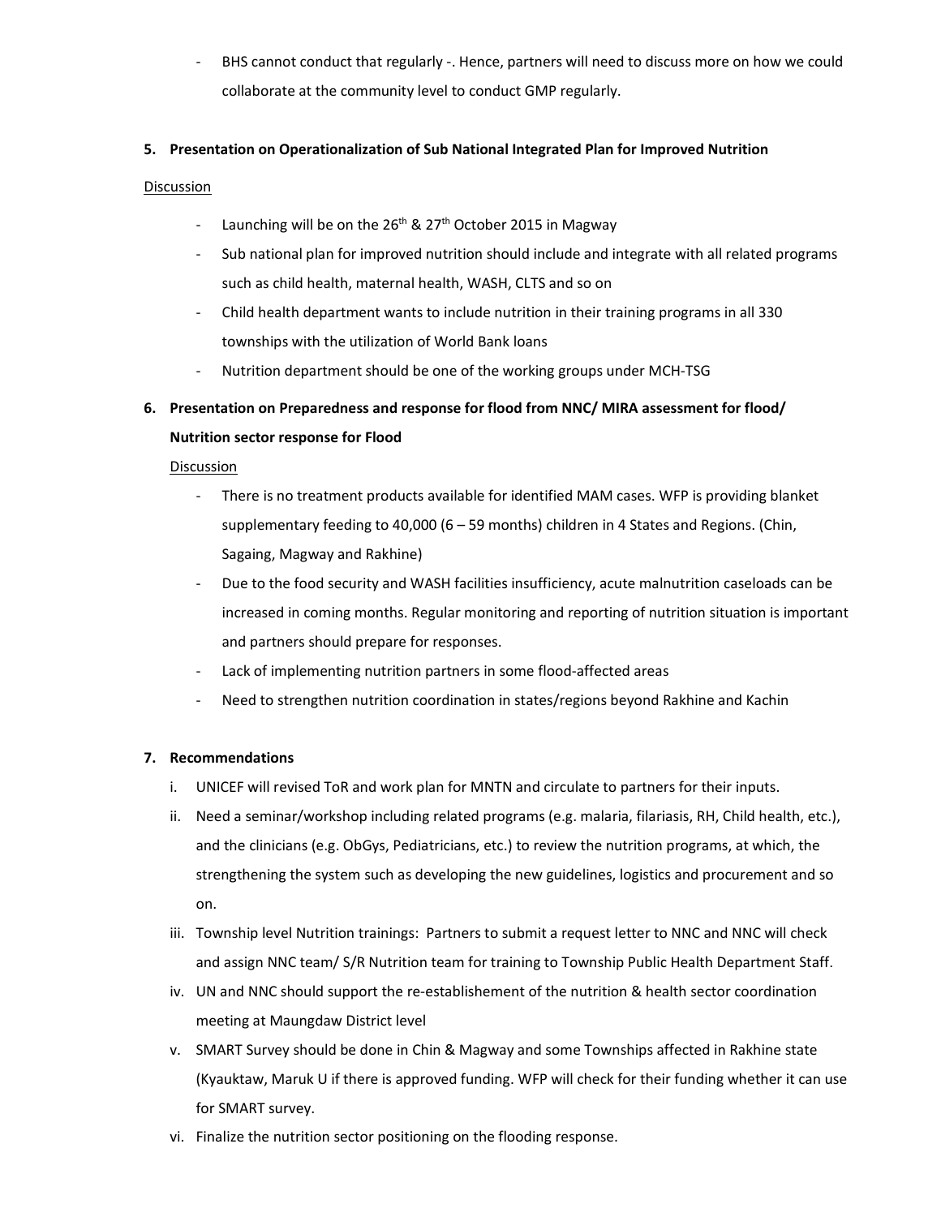- BHS cannot conduct that regularly -. Hence, partners will need to discuss more on how we could collaborate at the community level to conduct GMP regularly.

**5. Presentation on Operationalization of Sub National Integrated Plan for Improved Nutrition**

Discussion

- Launching will be on the 26th & 27th October 2015 in Magway
- Sub national plan for improved nutrition should include and integrate with all related programs such as child health, maternal health, WASH, CLTS and so on
- Child health department wants to include nutrition in their training programs in all 330 townships with the utilization of World Bank loans
- Nutrition department should be one of the working groups under MCH-TSG

**6. Presentation on Preparedness and response for flood from NNC/ MIRA assessment for flood/ Nutrition sector response for Flood**

Discussion

- There is no treatment products available for identified MAM cases. WFP is providing blanket supplementary feeding to 40,000 (6 – 59 months) children in 4 States and Regions. (Chin, Sagaing, Magway and Rakhine)
- Due to the food security and WASH facilities insufficiency, acute malnutrition caseloads can be increased in coming months. Regular monitoring and reporting of nutrition situation is important and partners should prepare for responses.
- Lack of implementing nutrition partners in some flood-affected areas
- Need to strengthen nutrition coordination in states/regions beyond Rakhine and Kachin

**7. Recommendations**

i. UNICEF will revised ToR and work plan for MNTN and circulate to partners for their inputs.

ii. Need a seminar/workshop including related programs (e.g. malaria, filariasis, RH, Child health, etc.), and the clinicians (e.g. ObGys, Pediatricians, etc.) to review the nutrition programs, at which, the strengthening the system such as developing the new guidelines, logistics and procurement and so on.

iii. Township level Nutrition trainings: Partners to submit a request letter to NNC and NNC will check and assign NNC team/ S/R Nutrition team for training to Township Public Health Department Staff.

iv. UN and NNC should support the re-establishement of the nutrition & health sector coordination meeting at Maungdaw District level

v. SMART Survey should be done in Chin & Magway and some Townships affected in Rakhine state (Kyauktaw, Maruk U if there is approved funding. WFP will check for their funding whether it can use for SMART survey.

vi. Finalize the nutrition sector positioning on the flooding response.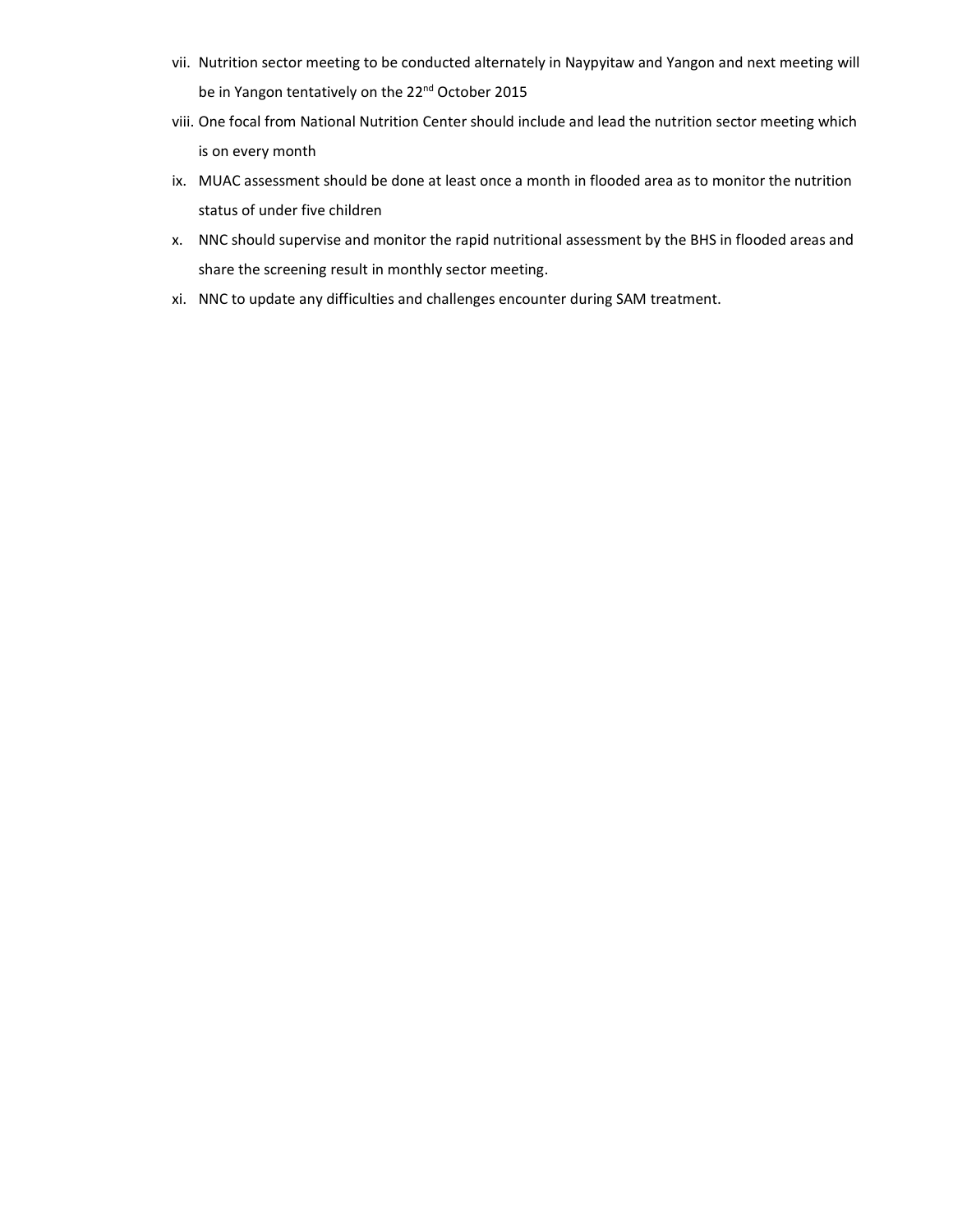vii. Nutrition sector meeting to be conducted alternately in Naypyitaw and Yangon and next meeting will be in Yangon tentatively on the 22nd October 2015

viii. One focal from National Nutrition Center should include and lead the nutrition sector meeting which is on every month

ix. MUAC assessment should be done at least once a month in flooded area as to monitor the nutrition status of under five children

x. NNC should supervise and monitor the rapid nutritional assessment by the BHS in flooded areas and share the screening result in monthly sector meeting.

xi. NNC to update any difficulties and challenges encounter during SAM treatment.